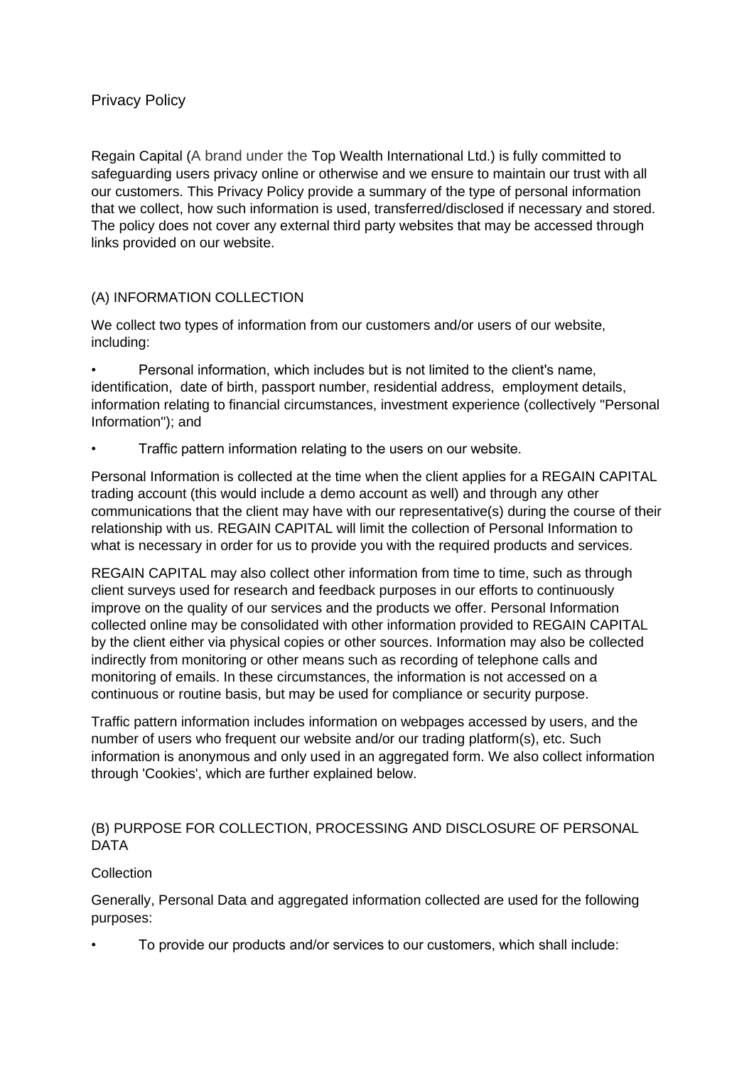# Privacy Policy

Regain Capital (A brand under the Top Wealth International Ltd.) is fully committed to safeguarding users privacy online or otherwise and we ensure to maintain our trust with all our customers. This Privacy Policy provide a summary of the type of personal information that we collect, how such information is used, transferred/disclosed if necessary and stored. The policy does not cover any external third party websites that may be accessed through links provided on our website.

## (A) INFORMATION COLLECTION

We collect two types of information from our customers and/or users of our website, including:

- Personal information, which includes but is not limited to the client's name, identification, date of birth, passport number, residential address, employment details, information relating to financial circumstances, investment experience (collectively "Personal Information"); and
- Traffic pattern information relating to the users on our website.

Personal Information is collected at the time when the client applies for a REGAIN CAPITAL trading account (this would include a demo account as well) and through any other communications that the client may have with our representative(s) during the course of their relationship with us. REGAIN CAPITAL will limit the collection of Personal Information to what is necessary in order for us to provide you with the required products and services.

REGAIN CAPITAL may also collect other information from time to time, such as through client surveys used for research and feedback purposes in our efforts to continuously improve on the quality of our services and the products we offer. Personal Information collected online may be consolidated with other information provided to REGAIN CAPITAL by the client either via physical copies or other sources. Information may also be collected indirectly from monitoring or other means such as recording of telephone calls and monitoring of emails. In these circumstances, the information is not accessed on a continuous or routine basis, but may be used for compliance or security purpose.

Traffic pattern information includes information on webpages accessed by users, and the number of users who frequent our website and/or our trading platform(s), etc. Such information is anonymous and only used in an aggregated form. We also collect information through 'Cookies', which are further explained below.

## (B) PURPOSE FOR COLLECTION, PROCESSING AND DISCLOSURE OF PERSONAL DATA

Collection

Generally, Personal Data and aggregated information collected are used for the following purposes:

- To provide our products and/or services to our customers, which shall include: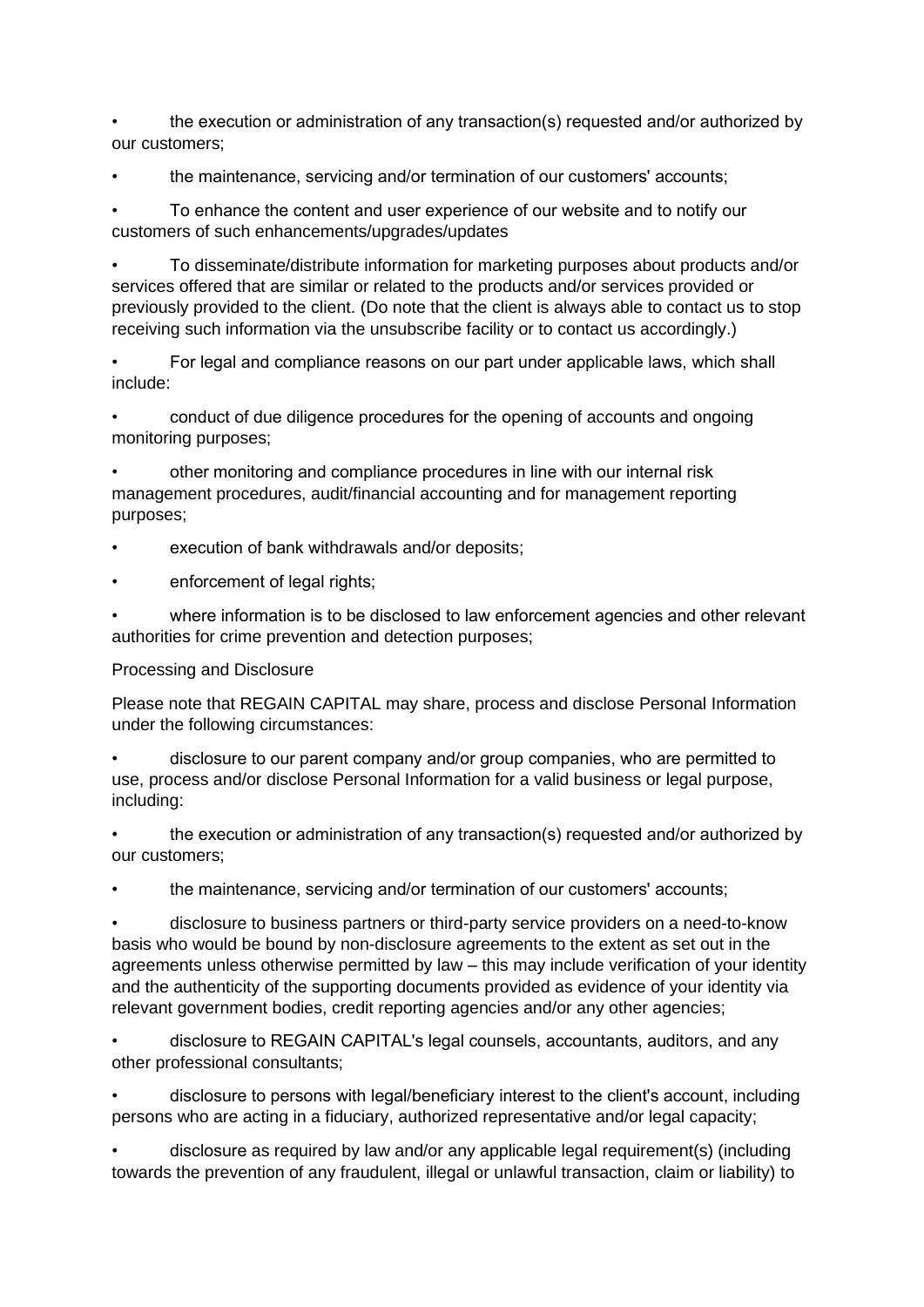- the execution or administration of any transaction(s) requested and/or authorized by our customers;
- the maintenance, servicing and/or termination of our customers' accounts;
- To enhance the content and user experience of our website and to notify our customers of such enhancements/upgrades/updates
- To disseminate/distribute information for marketing purposes about products and/or services offered that are similar or related to the products and/or services provided or previously provided to the client. (Do note that the client is always able to contact us to stop receiving such information via the unsubscribe facility or to contact us accordingly.)
- For legal and compliance reasons on our part under applicable laws, which shall include:
- conduct of due diligence procedures for the opening of accounts and ongoing monitoring purposes;
- other monitoring and compliance procedures in line with our internal risk management procedures, audit/financial accounting and for management reporting purposes;
- execution of bank withdrawals and/or deposits;
- enforcement of legal rights;
- where information is to be disclosed to law enforcement agencies and other relevant authorities for crime prevention and detection purposes;

Processing and Disclosure

Please note that REGAIN CAPITAL may share, process and disclose Personal Information under the following circumstances:

- disclosure to our parent company and/or group companies, who are permitted to use, process and/or disclose Personal Information for a valid business or legal purpose, including:
- the execution or administration of any transaction(s) requested and/or authorized by our customers;
- the maintenance, servicing and/or termination of our customers' accounts;
- disclosure to business partners or third-party service providers on a need-to-know basis who would be bound by non-disclosure agreements to the extent as set out in the agreements unless otherwise permitted by law – this may include verification of your identity and the authenticity of the supporting documents provided as evidence of your identity via relevant government bodies, credit reporting agencies and/or any other agencies;
- disclosure to REGAIN CAPITAL's legal counsels, accountants, auditors, and any other professional consultants;
- disclosure to persons with legal/beneficiary interest to the client's account, including persons who are acting in a fiduciary, authorized representative and/or legal capacity;
- disclosure as required by law and/or any applicable legal requirement(s) (including towards the prevention of any fraudulent, illegal or unlawful transaction, claim or liability) to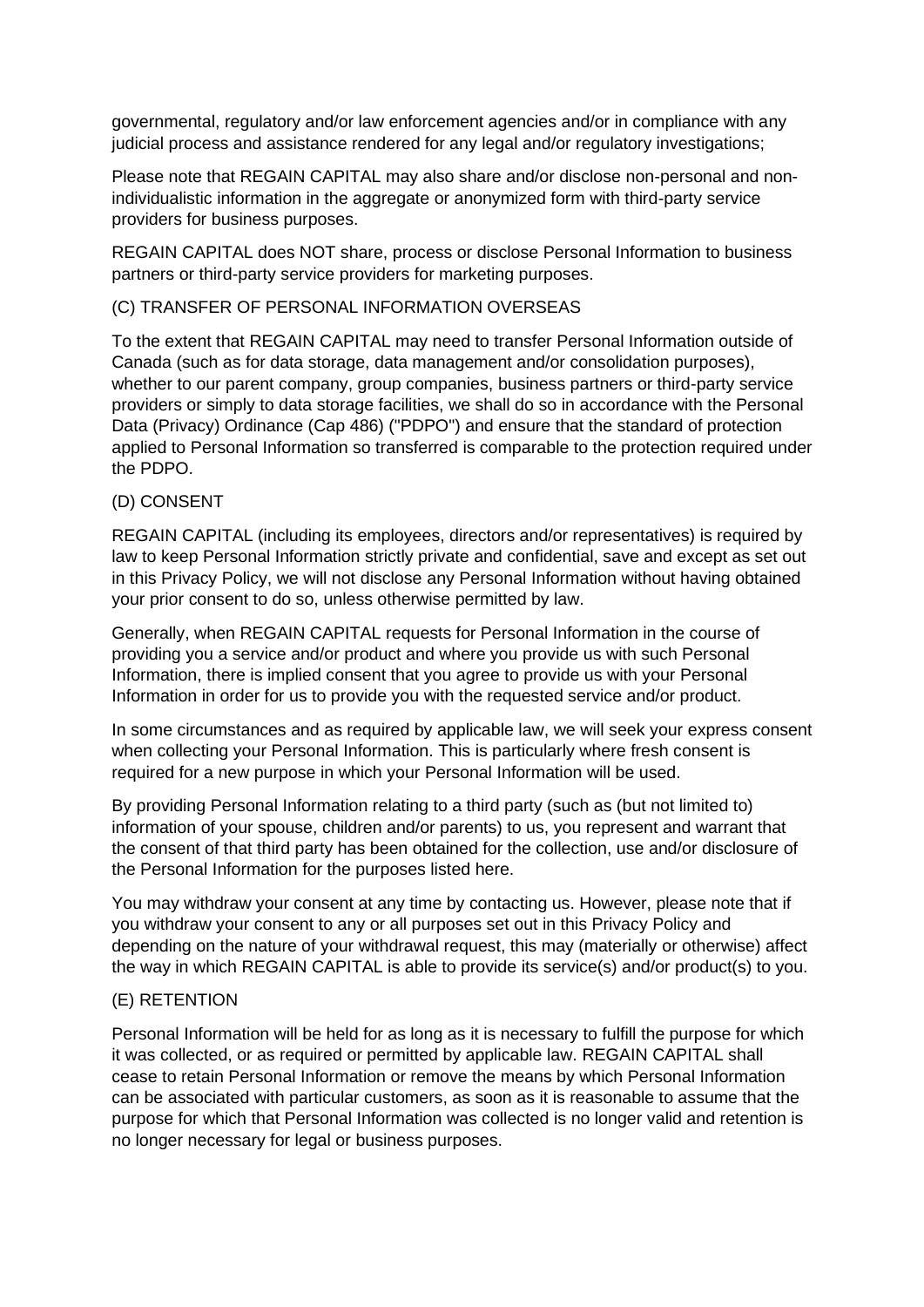governmental, regulatory and/or law enforcement agencies and/or in compliance with any judicial process and assistance rendered for any legal and/or regulatory investigations;

Please note that REGAIN CAPITAL may also share and/or disclose non-personal and non-individualistic information in the aggregate or anonymized form with third-party service providers for business purposes.

REGAIN CAPITAL does NOT share, process or disclose Personal Information to business partners or third-party service providers for marketing purposes.

## (C) TRANSFER OF PERSONAL INFORMATION OVERSEAS

To the extent that REGAIN CAPITAL may need to transfer Personal Information outside of Canada (such as for data storage, data management and/or consolidation purposes), whether to our parent company, group companies, business partners or third-party service providers or simply to data storage facilities, we shall do so in accordance with the Personal Data (Privacy) Ordinance (Cap 486) ("PDPO") and ensure that the standard of protection applied to Personal Information so transferred is comparable to the protection required under the PDPO.

## (D) CONSENT

REGAIN CAPITAL (including its employees, directors and/or representatives) is required by law to keep Personal Information strictly private and confidential, save and except as set out in this Privacy Policy, we will not disclose any Personal Information without having obtained your prior consent to do so, unless otherwise permitted by law.

Generally, when REGAIN CAPITAL requests for Personal Information in the course of providing you a service and/or product and where you provide us with such Personal Information, there is implied consent that you agree to provide us with your Personal Information in order for us to provide you with the requested service and/or product.

In some circumstances and as required by applicable law, we will seek your express consent when collecting your Personal Information. This is particularly where fresh consent is required for a new purpose in which your Personal Information will be used.

By providing Personal Information relating to a third party (such as (but not limited to) information of your spouse, children and/or parents) to us, you represent and warrant that the consent of that third party has been obtained for the collection, use and/or disclosure of the Personal Information for the purposes listed here.

You may withdraw your consent at any time by contacting us. However, please note that if you withdraw your consent to any or all purposes set out in this Privacy Policy and depending on the nature of your withdrawal request, this may (materially or otherwise) affect the way in which REGAIN CAPITAL is able to provide its service(s) and/or product(s) to you.

## (E) RETENTION

Personal Information will be held for as long as it is necessary to fulfill the purpose for which it was collected, or as required or permitted by applicable law. REGAIN CAPITAL shall cease to retain Personal Information or remove the means by which Personal Information can be associated with particular customers, as soon as it is reasonable to assume that the purpose for which that Personal Information was collected is no longer valid and retention is no longer necessary for legal or business purposes.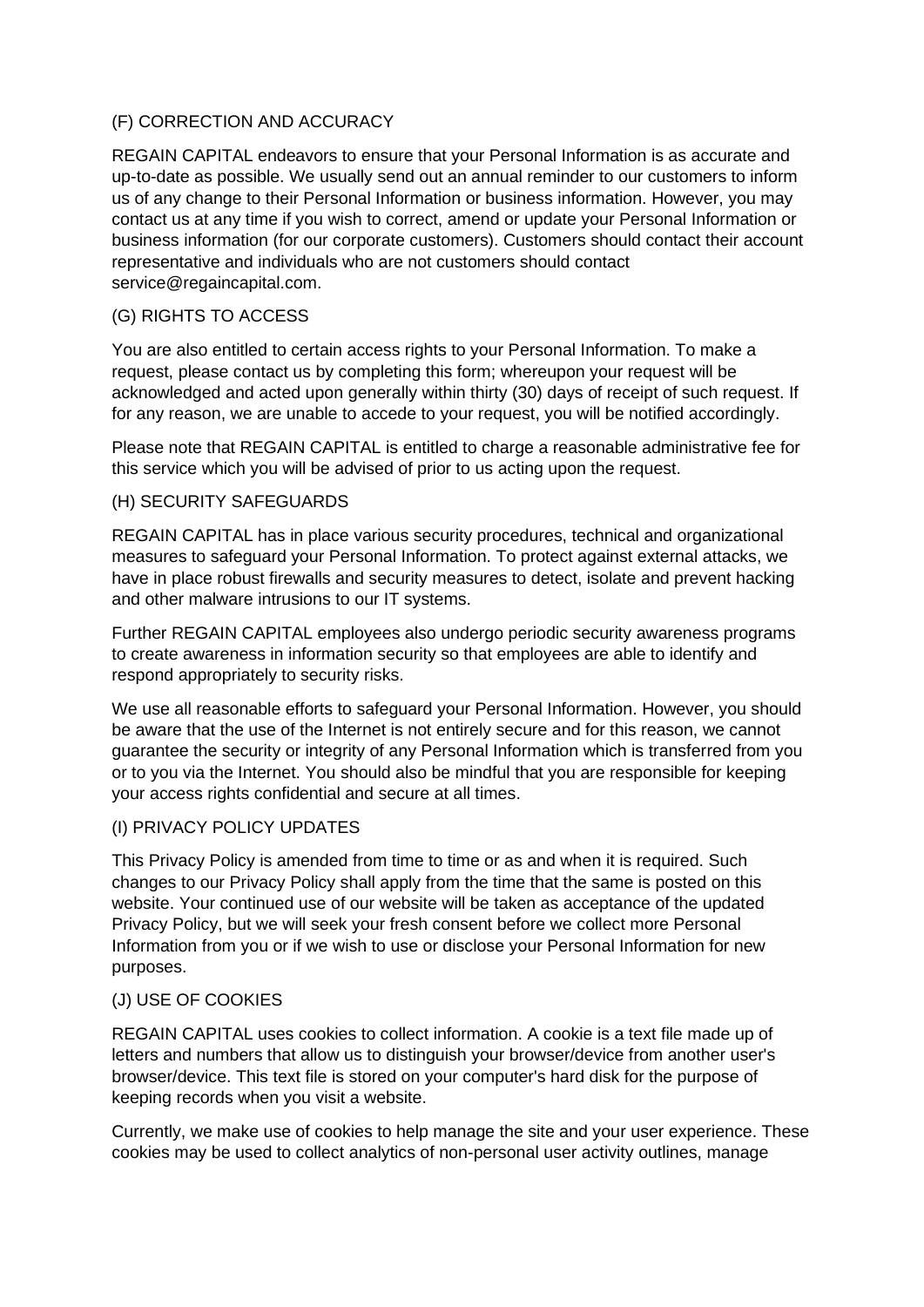(F) CORRECTION AND ACCURACY

REGAIN CAPITAL endeavors to ensure that your Personal Information is as accurate and up-to-date as possible. We usually send out an annual reminder to our customers to inform us of any change to their Personal Information or business information. However, you may contact us at any time if you wish to correct, amend or update your Personal Information or business information (for our corporate customers). Customers should contact their account representative and individuals who are not customers should contact service@regaincapital.com.

(G) RIGHTS TO ACCESS

You are also entitled to certain access rights to your Personal Information. To make a request, please contact us by completing this form; whereupon your request will be acknowledged and acted upon generally within thirty (30) days of receipt of such request. If for any reason, we are unable to accede to your request, you will be notified accordingly.

Please note that REGAIN CAPITAL is entitled to charge a reasonable administrative fee for this service which you will be advised of prior to us acting upon the request.

(H) SECURITY SAFEGUARDS

REGAIN CAPITAL has in place various security procedures, technical and organizational measures to safeguard your Personal Information. To protect against external attacks, we have in place robust firewalls and security measures to detect, isolate and prevent hacking and other malware intrusions to our IT systems.

Further REGAIN CAPITAL employees also undergo periodic security awareness programs to create awareness in information security so that employees are able to identify and respond appropriately to security risks.

We use all reasonable efforts to safeguard your Personal Information. However, you should be aware that the use of the Internet is not entirely secure and for this reason, we cannot guarantee the security or integrity of any Personal Information which is transferred from you or to you via the Internet. You should also be mindful that you are responsible for keeping your access rights confidential and secure at all times.

(I) PRIVACY POLICY UPDATES

This Privacy Policy is amended from time to time or as and when it is required. Such changes to our Privacy Policy shall apply from the time that the same is posted on this website. Your continued use of our website will be taken as acceptance of the updated Privacy Policy, but we will seek your fresh consent before we collect more Personal Information from you or if we wish to use or disclose your Personal Information for new purposes.

(J) USE OF COOKIES

REGAIN CAPITAL uses cookies to collect information. A cookie is a text file made up of letters and numbers that allow us to distinguish your browser/device from another user's browser/device. This text file is stored on your computer's hard disk for the purpose of keeping records when you visit a website.

Currently, we make use of cookies to help manage the site and your user experience. These cookies may be used to collect analytics of non-personal user activity outlines, manage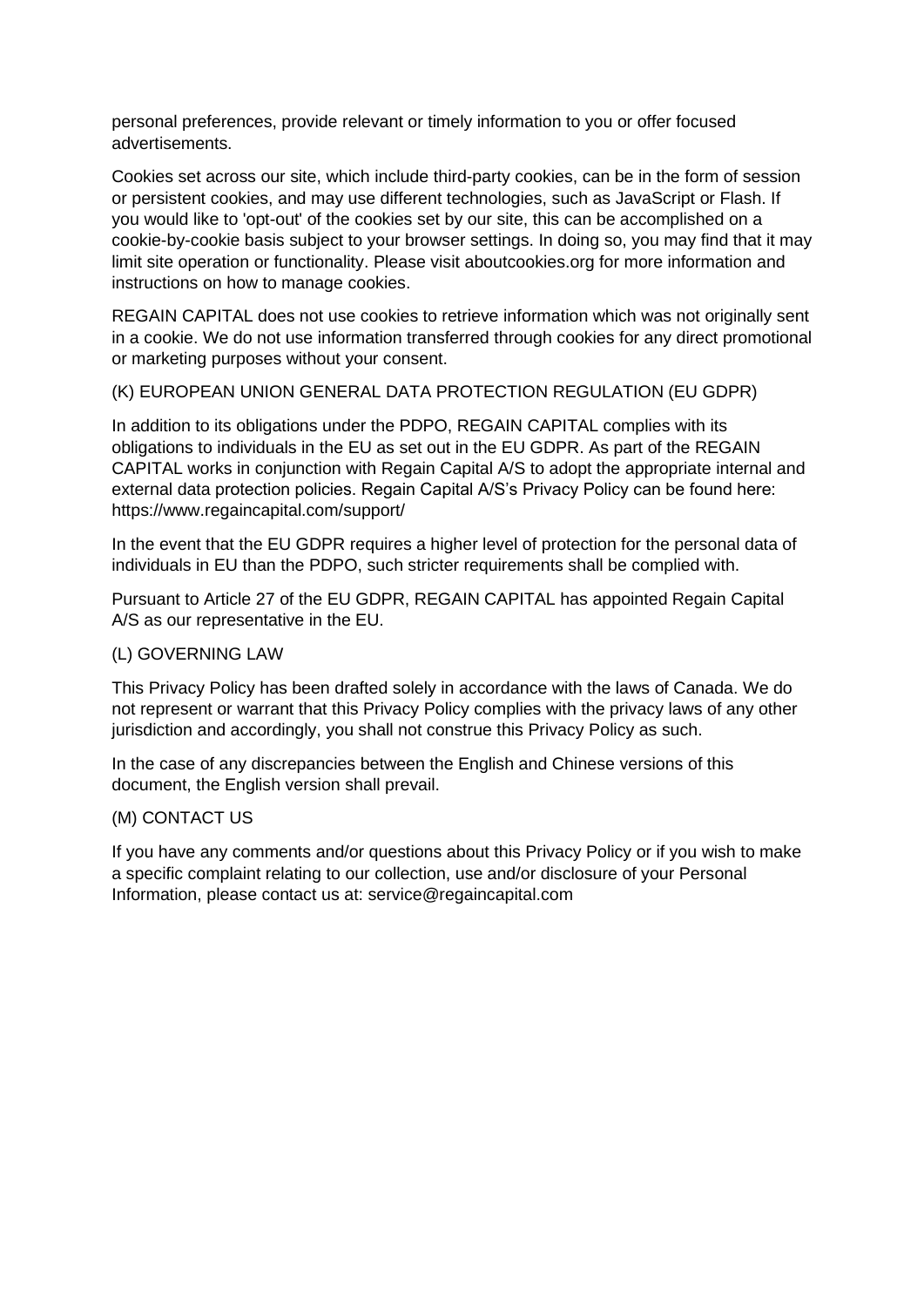personal preferences, provide relevant or timely information to you or offer focused advertisements.

Cookies set across our site, which include third-party cookies, can be in the form of session or persistent cookies, and may use different technologies, such as JavaScript or Flash. If you would like to 'opt-out' of the cookies set by our site, this can be accomplished on a cookie-by-cookie basis subject to your browser settings. In doing so, you may find that it may limit site operation or functionality. Please visit aboutcookies.org for more information and instructions on how to manage cookies.

REGAIN CAPITAL does not use cookies to retrieve information which was not originally sent in a cookie. We do not use information transferred through cookies for any direct promotional or marketing purposes without your consent.

## (K) EUROPEAN UNION GENERAL DATA PROTECTION REGULATION (EU GDPR)

In addition to its obligations under the PDPO, REGAIN CAPITAL complies with its obligations to individuals in the EU as set out in the EU GDPR. As part of the REGAIN CAPITAL works in conjunction with Regain Capital A/S to adopt the appropriate internal and external data protection policies. Regain Capital A/S's Privacy Policy can be found here: https://www.regaincapital.com/support/

In the event that the EU GDPR requires a higher level of protection for the personal data of individuals in EU than the PDPO, such stricter requirements shall be complied with.

Pursuant to Article 27 of the EU GDPR, REGAIN CAPITAL has appointed Regain Capital A/S as our representative in the EU.

## (L) GOVERNING LAW

This Privacy Policy has been drafted solely in accordance with the laws of Canada. We do not represent or warrant that this Privacy Policy complies with the privacy laws of any other jurisdiction and accordingly, you shall not construe this Privacy Policy as such.

In the case of any discrepancies between the English and Chinese versions of this document, the English version shall prevail.

## (M) CONTACT US

If you have any comments and/or questions about this Privacy Policy or if you wish to make a specific complaint relating to our collection, use and/or disclosure of your Personal Information, please contact us at: service@regaincapital.com